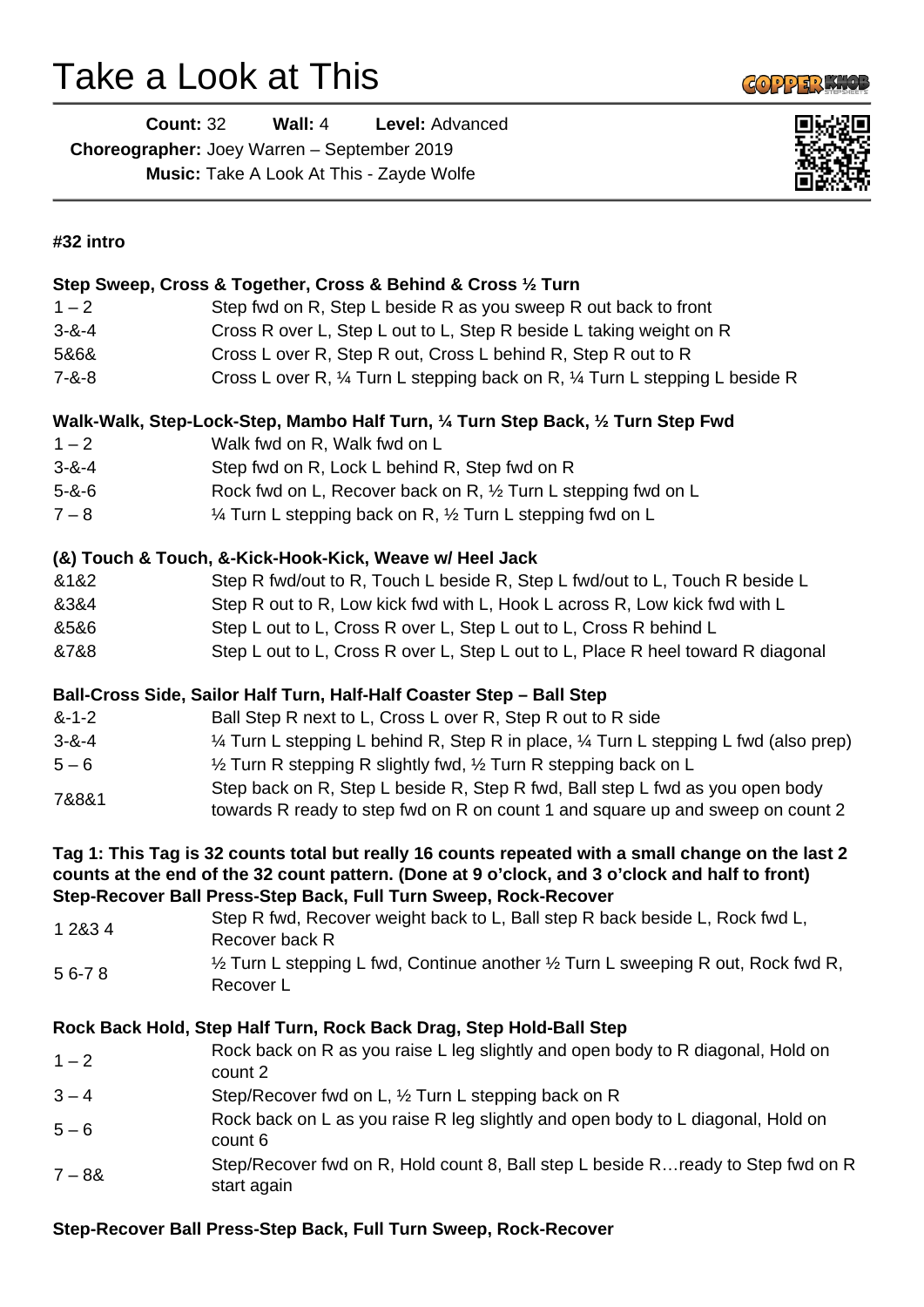# Take a Look at This

**Count:** 32 **Wall:** 4 **Level:** Advanced
**Choreographer:** Joey Warren – September 2019
**Music:** Take A Look At This - Zayde Wolfe

**#32 intro**

**Step Sweep, Cross & Together, Cross & Behind & Cross ½ Turn**

| | |
|---|---|
| 1 – 2 | Step fwd on R, Step L beside R as you sweep R out back to front |
| 3-&-4 | Cross R over L, Step L out to L, Step R beside L taking weight on R |
| 5&6& | Cross L over R, Step R out, Cross L behind R, Step R out to R |
| 7-&-8 | Cross L over R, ¼ Turn L stepping back on R, ¼ Turn L stepping L beside R |

**Walk-Walk, Step-Lock-Step, Mambo Half Turn, ¼ Turn Step Back, ½ Turn Step Fwd**

| | |
|---|---|
| 1 – 2 | Walk fwd on R, Walk fwd on L |
| 3-&-4 | Step fwd on R, Lock L behind R, Step fwd on R |
| 5-&-6 | Rock fwd on L, Recover back on R, ½ Turn L stepping fwd on L |
| 7 – 8 | ¼ Turn L stepping back on R, ½ Turn L stepping fwd on L |

**(&) Touch & Touch, &-Kick-Hook-Kick, Weave w/ Heel Jack**

| | |
|---|---|
| &1&2 | Step R fwd/out to R, Touch L beside R, Step L fwd/out to L, Touch R beside L |
| &3&4 | Step R out to R, Low kick fwd with L, Hook L across R, Low kick fwd with L |
| &5&6 | Step L out to L, Cross R over L, Step L out to L, Cross R behind L |
| &7&8 | Step L out to L, Cross R over L, Step L out to L, Place R heel toward R diagonal |

**Ball-Cross Side, Sailor Half Turn, Half-Half Coaster Step – Ball Step**

| | |
|---|---|
| &-1-2 | Ball Step R next to L, Cross L over R, Step R out to R side |
| 3-&-4 | ¼ Turn L stepping L behind R, Step R in place, ¼ Turn L stepping L fwd (also prep) |
| 5 – 6 | ½ Turn R stepping R slightly fwd, ½ Turn R stepping back on L |
| 7&8&1 | Step back on R, Step L beside R, Step R fwd, Ball step L fwd as you open body towards R ready to step fwd on R on count 1 and square up and sweep on count 2 |

**Tag 1: This Tag is 32 counts total but really 16 counts repeated with a small change on the last 2 counts at the end of the 32 count pattern. (Done at 9 o'clock, and 3 o'clock and half to front)**
**Step-Recover Ball Press-Step Back, Full Turn Sweep, Rock-Recover**

| | |
|---|---|
| 1 2&3 4 | Step R fwd, Recover weight back to L, Ball step R back beside L, Rock fwd L, Recover back R |
| 5 6-7 8 | ½ Turn L stepping L fwd, Continue another ½ Turn L sweeping R out, Rock fwd R, Recover L |

**Rock Back Hold, Step Half Turn, Rock Back Drag, Step Hold-Ball Step**

| | |
|---|---|
| 1 – 2 | Rock back on R as you raise L leg slightly and open body to R diagonal, Hold on count 2 |
| 3 – 4 | Step/Recover fwd on L, ½ Turn L stepping back on R |
| 5 – 6 | Rock back on L as you raise R leg slightly and open body to L diagonal, Hold on count 6 |
| 7 – 8& | Step/Recover fwd on R, Hold count 8, Ball step L beside R…ready to Step fwd on R start again |

**Step-Recover Ball Press-Step Back, Full Turn Sweep, Rock-Recover**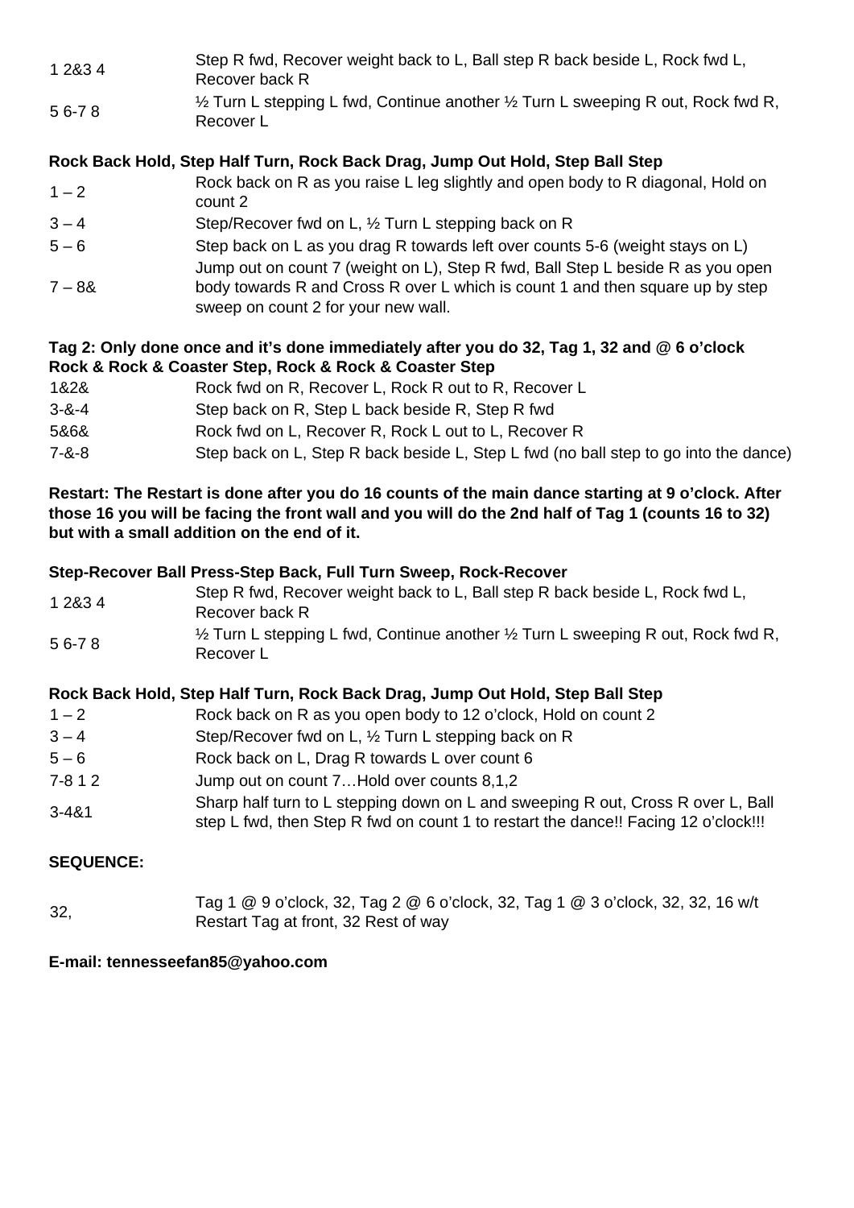| | |
|---|---|
| 1 2&3 4 | Step R fwd, Recover weight back to L, Ball step R back beside L, Rock fwd L, Recover back R |
| 5 6-7 8 | ½ Turn L stepping L fwd, Continue another ½ Turn L sweeping R out, Rock fwd R, Recover L |

**Rock Back Hold, Step Half Turn, Rock Back Drag, Jump Out Hold, Step Ball Step**

| | |
|---|---|
| 1 – 2 | Rock back on R as you raise L leg slightly and open body to R diagonal, Hold on count 2 |
| 3 – 4 | Step/Recover fwd on L, ½ Turn L stepping back on R |
| 5 – 6 | Step back on L as you drag R towards left over counts 5-6 (weight stays on L) |
| 7 – 8& | Jump out on count 7 (weight on L), Step R fwd, Ball Step L beside R as you open body towards R and Cross R over L which is count 1 and then square up by step sweep on count 2 for your new wall. |

**Tag 2: Only done once and it's done immediately after you do 32, Tag 1, 32 and @ 6 o'clock**
**Rock & Rock & Coaster Step, Rock & Rock & Coaster Step**

| | |
|---|---|
| 1&2& | Rock fwd on R, Recover L, Rock R out to R, Recover L |
| 3-&-4 | Step back on R, Step L back beside R, Step R fwd |
| 5&6& | Rock fwd on L, Recover R, Rock L out to L, Recover R |
| 7-&-8 | Step back on L, Step R back beside L, Step L fwd (no ball step to go into the dance) |

**Restart: The Restart is done after you do 16 counts of the main dance starting at 9 o'clock. After those 16 you will be facing the front wall and you will do the 2nd half of Tag 1 (counts 16 to 32) but with a small addition on the end of it.**

**Step-Recover Ball Press-Step Back, Full Turn Sweep, Rock-Recover**

| | |
|---|---|
| 1 2&3 4 | Step R fwd, Recover weight back to L, Ball step R back beside L, Rock fwd L, Recover back R |
| 5 6-7 8 | ½ Turn L stepping L fwd, Continue another ½ Turn L sweeping R out, Rock fwd R, Recover L |

**Rock Back Hold, Step Half Turn, Rock Back Drag, Jump Out Hold, Step Ball Step**

| | |
|---|---|
| 1 – 2 | Rock back on R as you open body to 12 o'clock, Hold on count 2 |
| 3 – 4 | Step/Recover fwd on L, ½ Turn L stepping back on R |
| 5 – 6 | Rock back on L, Drag R towards L over count 6 |
| 7-8 1 2 | Jump out on count 7…Hold over counts 8,1,2 |
| 3-4&1 | Sharp half turn to L stepping down on L and sweeping R out, Cross R over L, Ball step L fwd, then Step R fwd on count 1 to restart the dance!! Facing 12 o'clock!!! |

**SEQUENCE:**

| | |
|---|---|
| 32, | Tag 1 @ 9 o'clock, 32, Tag 2 @ 6 o'clock, 32, Tag 1 @ 3 o'clock, 32, 32, 16 w/t Restart Tag at front, 32 Rest of way |

**E-mail: tennesseefan85@yahoo.com**